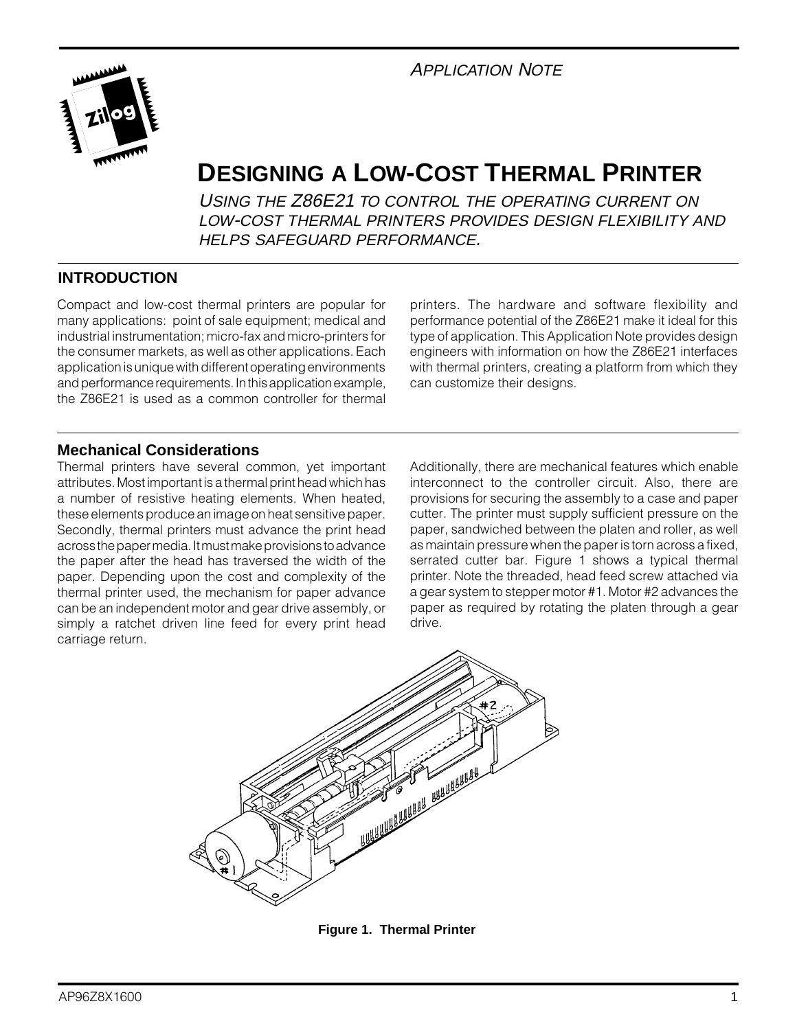*APPLICATION NOTE*

# DESIGNING A LOW-COST THERMAL PRINTER

*USING THE Z86E21 TO CONTROL THE OPERATING CURRENT ON LOW-COST THERMAL PRINTERS PROVIDES DESIGN FLEXIBILITY AND HELPS SAFEGUARD PERFORMANCE.*

## INTRODUCTION

Compact and low-cost thermal printers are popular for many applications: point of sale equipment; medical and industrial instrumentation; micro-fax and micro-printers for the consumer markets, as well as other applications. Each application is unique with different operating environments and performance requirements. In this application example, the Z86E21 is used as a common controller for thermal printers. The hardware and software flexibility and performance potential of the Z86E21 make it ideal for this type of application. This Application Note provides design engineers with information on how the Z86E21 interfaces with thermal printers, creating a platform from which they can customize their designs.

## Mechanical Considerations

Thermal printers have several common, yet important attributes. Most important is a thermal print head which has a number of resistive heating elements. When heated, these elements produce an image on heat sensitive paper. Secondly, thermal printers must advance the print head across the paper media. It must make provisions to advance the paper after the head has traversed the width of the paper. Depending upon the cost and complexity of the thermal printer used, the mechanism for paper advance can be an independent motor and gear drive assembly, or simply a ratchet driven line feed for every print head carriage return.

Additionally, there are mechanical features which enable interconnect to the controller circuit. Also, there are provisions for securing the assembly to a case and paper cutter. The printer must supply sufficient pressure on the paper, sandwiched between the platen and roller, as well as maintain pressure when the paper is torn across a fixed, serrated cutter bar. Figure 1 shows a typical thermal printer. Note the threaded, head feed screw attached via a gear system to stepper motor #1. Motor #2 advances the paper as required by rotating the platen through a gear drive.

**Figure 1. Thermal Printer**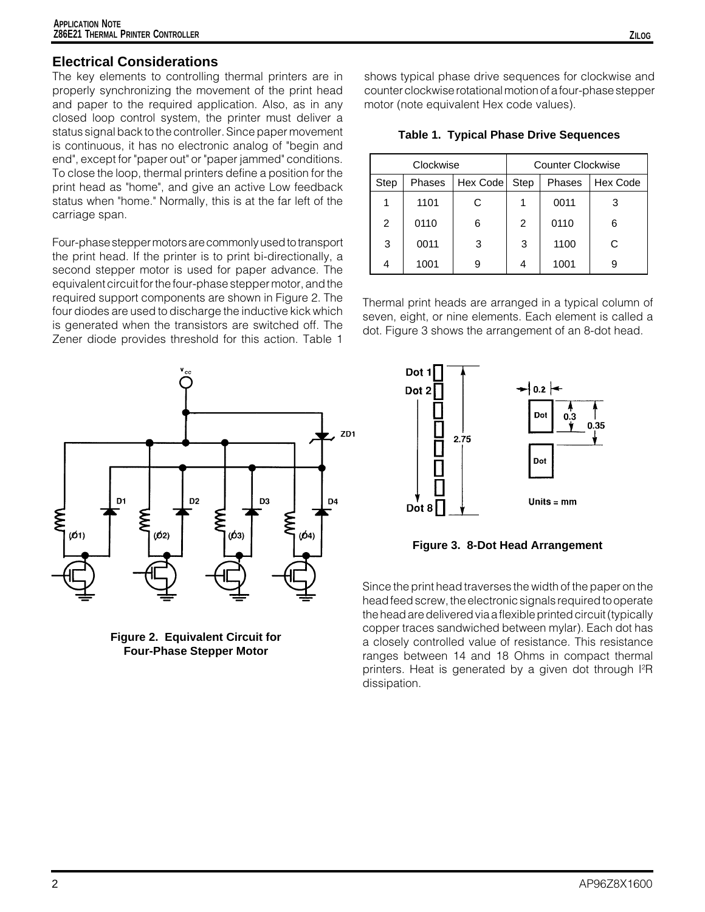## Electrical Considerations

The key elements to controlling thermal printers are in properly synchronizing the movement of the print head and paper to the required application. Also, as in any closed loop control system, the printer must deliver a status signal back to the controller. Since paper movement is continuous, it has no electronic analog of "begin and end", except for "paper out" or "paper jammed" conditions. To close the loop, thermal printers define a position for the print head as "home", and give an active Low feedback status when "home." Normally, this is at the far left of the carriage span.

Four-phase stepper motors are commonly used to transport the print head. If the printer is to print bi-directionally, a second stepper motor is used for paper advance. The equivalent circuit for the four-phase stepper motor, and the required support components are shown in Figure 2. The four diodes are used to discharge the inductive kick which is generated when the transistors are switched off. The Zener diode provides threshold for this action. Table 1 shows typical phase drive sequences for clockwise and counter clockwise rotational motion of a four-phase stepper motor (note equivalent Hex code values).

**Table 1. Typical Phase Drive Sequences**

| Clockwise | | | Counter Clockwise | | |
|---|---|---|---|---|---|
| Step | Phases | Hex Code | Step | Phases | Hex Code |
| 1 | 1101 | C | 1 | 0011 | 3 |
| 2 | 0110 | 6 | 2 | 0110 | 6 |
| 3 | 0011 | 3 | 3 | 1100 | C |
| 4 | 1001 | 9 | 4 | 1001 | 9 |

Thermal print heads are arranged in a typical column of seven, eight, or nine elements. Each element is called a dot. Figure 3 shows the arrangement of an 8-dot head.

**Figure 2. Equivalent Circuit for Four-Phase Stepper Motor**

**Figure 3. 8-Dot Head Arrangement**

Since the print head traverses the width of the paper on the head feed screw, the electronic signals required to operate the head are delivered via a flexible printed circuit (typically copper traces sandwiched between mylar). Each dot has a closely controlled value of resistance. This resistance ranges between 14 and 18 Ohms in compact thermal printers. Heat is generated by a given dot through $I^2R$ dissipation.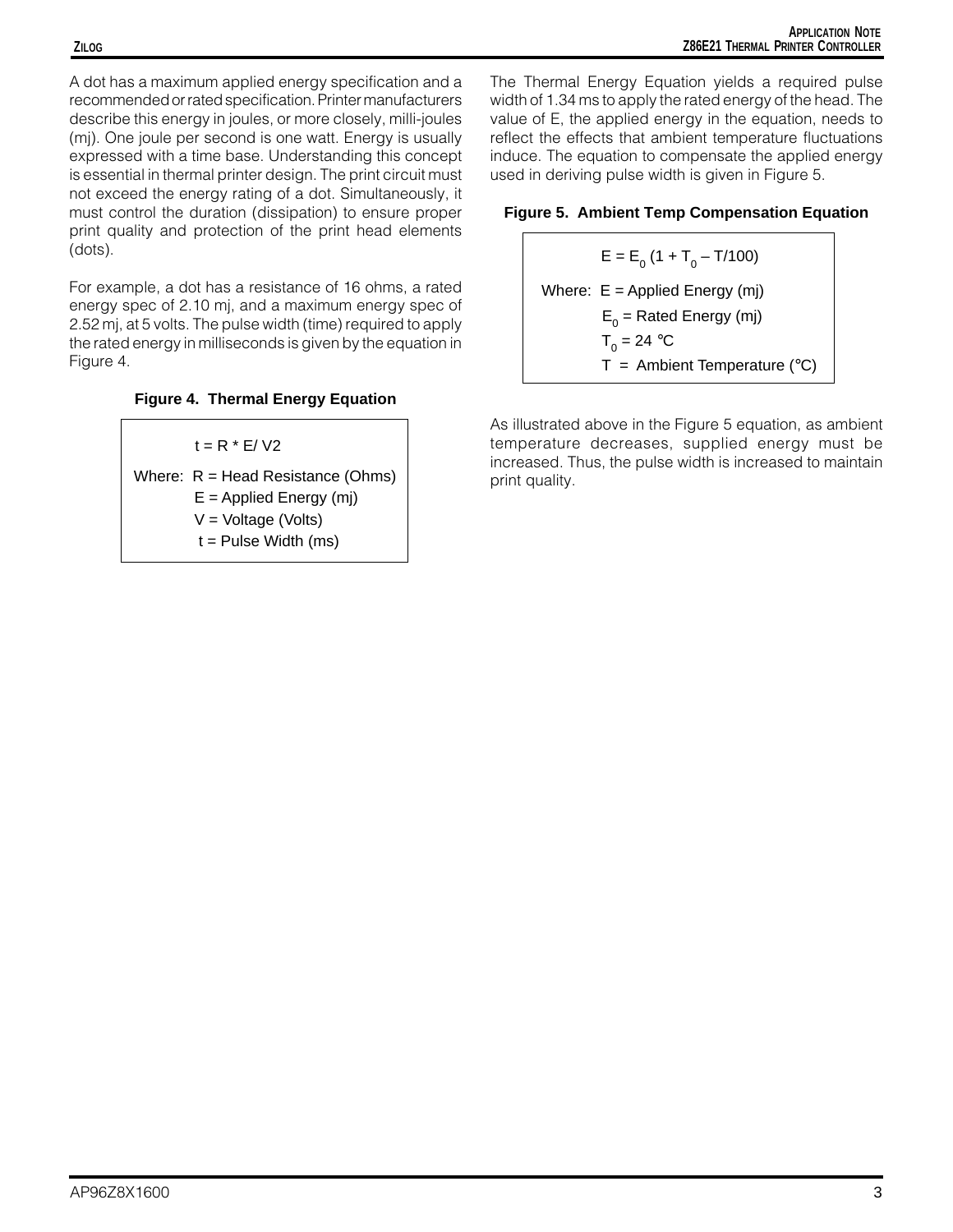A dot has a maximum applied energy specification and a recommended or rated specification. Printer manufacturers describe this energy in joules, or more closely, milli-joules (mj). One joule per second is one watt. Energy is usually expressed with a time base. Understanding this concept is essential in thermal printer design. The print circuit must not exceed the energy rating of a dot. Simultaneously, it must control the duration (dissipation) to ensure proper print quality and protection of the print head elements (dots).

For example, a dot has a resistance of 16 ohms, a rated energy spec of 2.10 mj, and a maximum energy spec of 2.52 mj, at 5 volts. The pulse width (time) required to apply the rated energy in milliseconds is given by the equation in Figure 4.

**Figure 4. Thermal Energy Equation**

$$t = R * E / V2$$

Where: $R$ = Head Resistance (Ohms)
$E$ = Applied Energy (mj)
$V$ = Voltage (Volts)
$t$ = Pulse Width (ms)

The Thermal Energy Equation yields a required pulse width of 1.34 ms to apply the rated energy of the head. The value of E, the applied energy in the equation, needs to reflect the effects that ambient temperature fluctuations induce. The equation to compensate the applied energy used in deriving pulse width is given in Figure 5.

**Figure 5. Ambient Temp Compensation Equation**

$$E = E_0 (1 + T_0 - T/100)$$

Where: $E$ = Applied Energy (mj)
$E_0$ = Rated Energy (mj)
$T_0$ = 24 °C
$T$ = Ambient Temperature (°C)

As illustrated above in the Figure 5 equation, as ambient temperature decreases, supplied energy must be increased. Thus, the pulse width is increased to maintain print quality.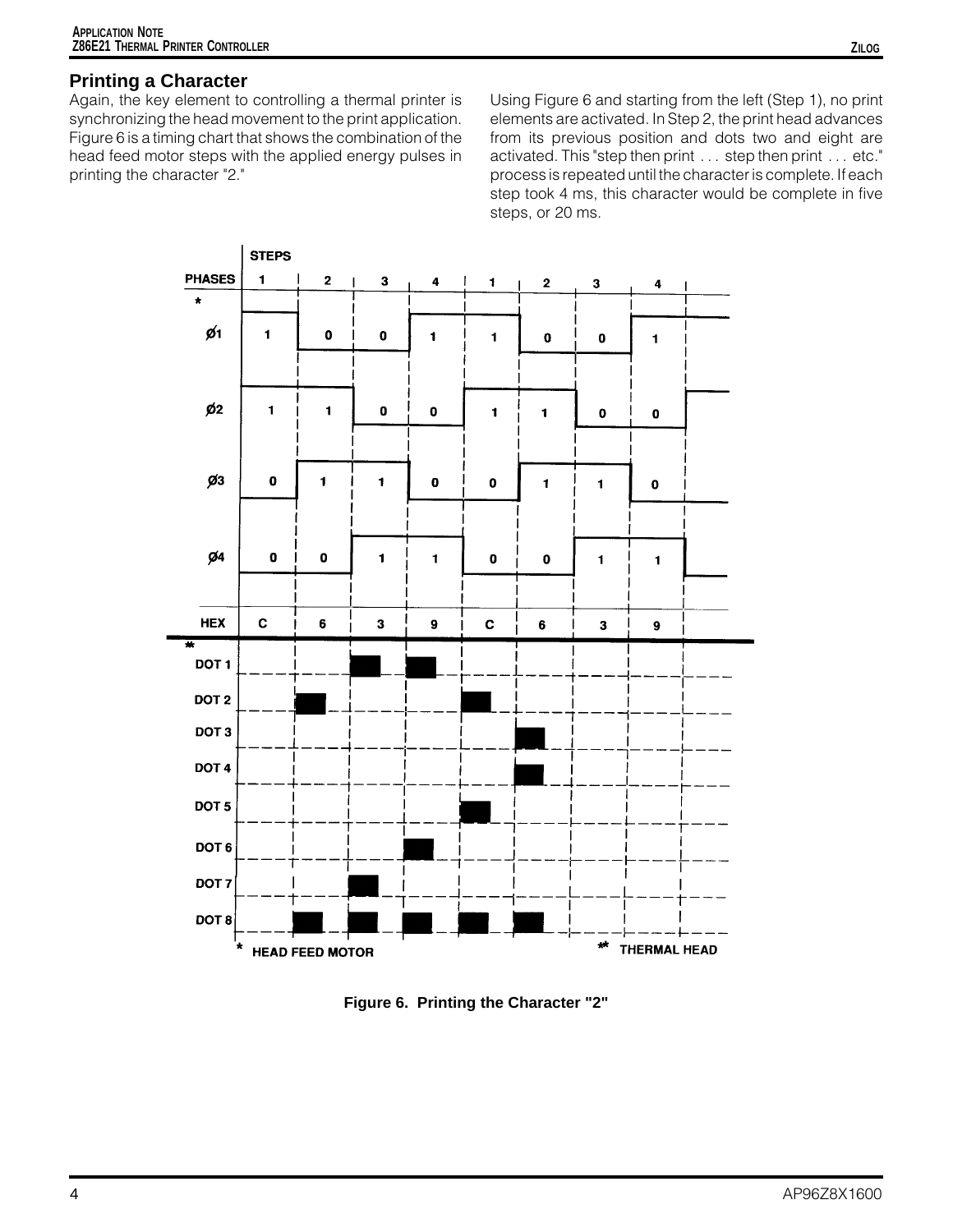## Printing a Character

Again, the key element to controlling a thermal printer is synchronizing the head movement to the print application. Figure 6 is a timing chart that shows the combination of the head feed motor steps with the applied energy pulses in printing the character "2."

Using Figure 6 and starting from the left (Step 1), no print elements are activated. In Step 2, the print head advances from its previous position and dots two and eight are activated. This "step then print . . . step then print . . . etc." process is repeated until the character is complete. If each step took 4 ms, this character would be complete in five steps, or 20 ms.

**Figure 6. Printing the Character "2"**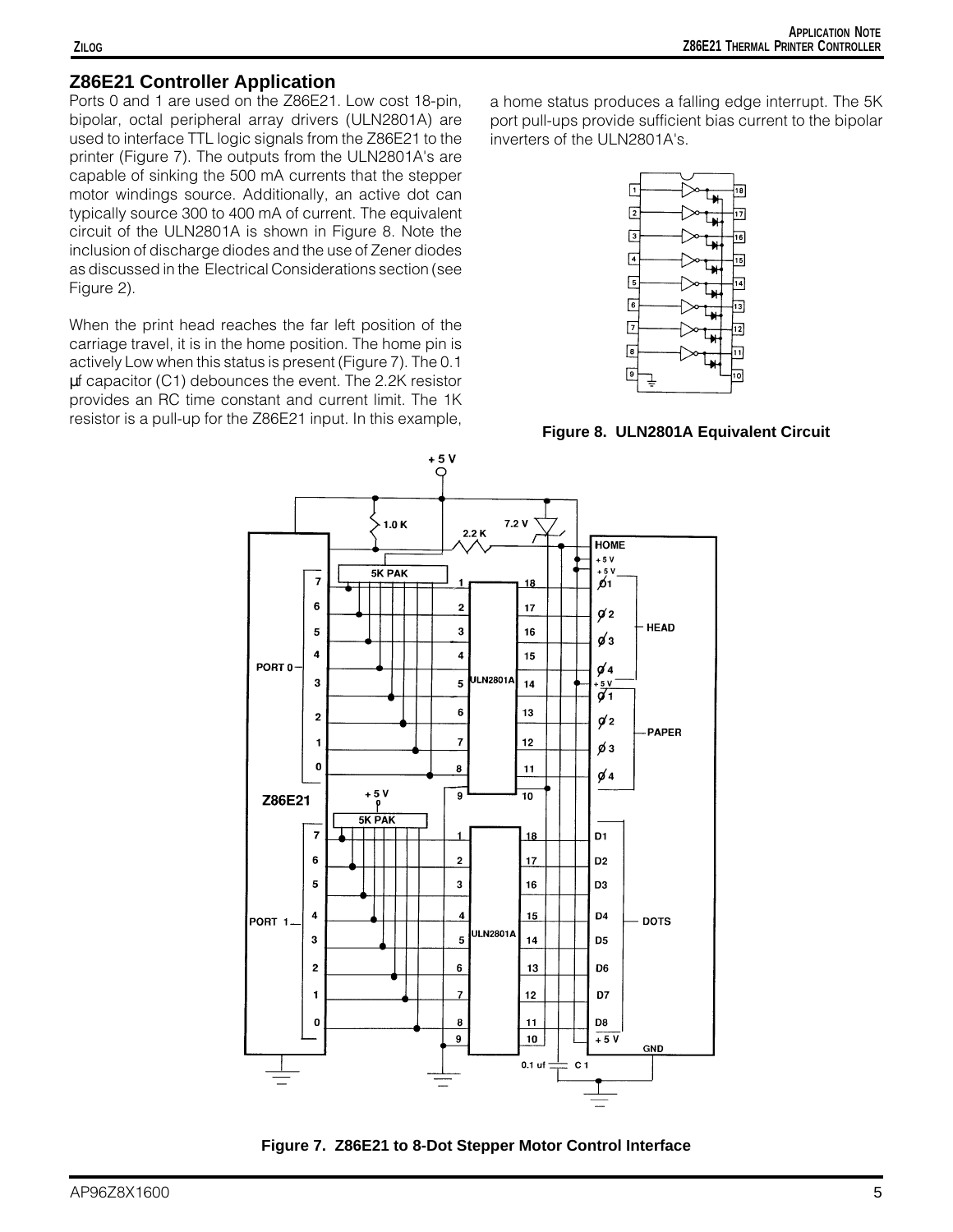## Z86E21 Controller Application

Ports 0 and 1 are used on the Z86E21. Low cost 18-pin, bipolar, octal peripheral array drivers (ULN2801A) are used to interface TTL logic signals from the Z86E21 to the printer (Figure 7). The outputs from the ULN2801A's are capable of sinking the 500 mA currents that the stepper motor windings source. Additionally, an active dot can typically source 300 to 400 mA of current. The equivalent circuit of the ULN2801A is shown in Figure 8. Note the inclusion of discharge diodes and the use of Zener diodes as discussed in the Electrical Considerations section (see Figure 2).

When the print head reaches the far left position of the carriage travel, it is in the home position. The home pin is actively Low when this status is present (Figure 7). The 0.1 µf capacitor (C1) debounces the event. The 2.2K resistor provides an RC time constant and current limit. The 1K resistor is a pull-up for the Z86E21 input. In this example, a home status produces a falling edge interrupt. The 5K port pull-ups provide sufficient bias current to the bipolar inverters of the ULN2801A's.

**Figure 8. ULN2801A Equivalent Circuit**

**Figure 7. Z86E21 to 8-Dot Stepper Motor Control Interface**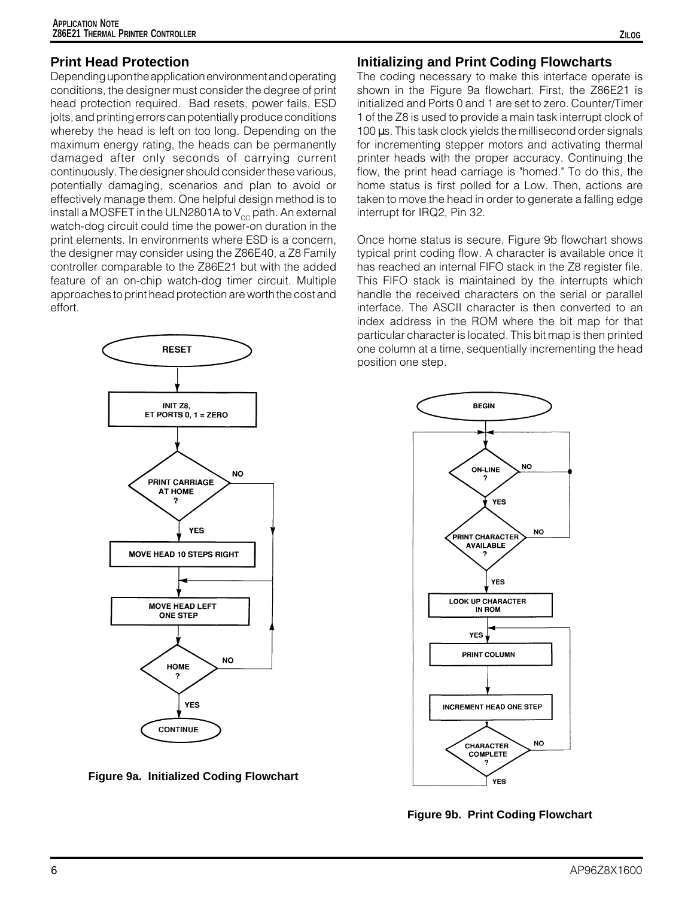## Print Head Protection

Depending upon the application environment and operating conditions, the designer must consider the degree of print head protection required. Bad resets, power fails, ESD jolts, and printing errors can potentially produce conditions whereby the head is left on too long. Depending on the maximum energy rating, the heads can be permanently damaged after only seconds of carrying current continuously. The designer should consider these various, potentially damaging, scenarios and plan to avoid or effectively manage them. One helpful design method is to install a MOSFET in the ULN2801A to $V_{CC}$ path. An external watch-dog circuit could time the power-on duration in the print elements. In environments where ESD is a concern, the designer may consider using the Z86E40, a Z8 Family controller comparable to the Z86E21 but with the added feature of an on-chip watch-dog timer circuit. Multiple approaches to print head protection are worth the cost and effort.

RESET

INIT Z8,
ET PORTS 0, 1 = ZERO

PRINT CARRIAGE AT HOME ?

NO

YES

MOVE HEAD 10 STEPS RIGHT

MOVE HEAD LEFT ONE STEP

HOME ?

NO

YES

CONTINUE

**Figure 9a. Initialized Coding Flowchart**

## Initializing and Print Coding Flowcharts

The coding necessary to make this interface operate is shown in the Figure 9a flowchart. First, the Z86E21 is initialized and Ports 0 and 1 are set to zero. Counter/Timer 1 of the Z8 is used to provide a main task interrupt clock of 100 µs. This task clock yields the millisecond order signals for incrementing stepper motors and activating thermal printer heads with the proper accuracy. Continuing the flow, the print head carriage is "homed." To do this, the home status is first polled for a Low. Then, actions are taken to move the head in order to generate a falling edge interrupt for IRQ2, Pin 32.

Once home status is secure, Figure 9b flowchart shows typical print coding flow. A character is available once it has reached an internal FIFO stack in the Z8 register file. This FIFO stack is maintained by the interrupts which handle the received characters on the serial or parallel interface. The ASCII character is then converted to an index address in the ROM where the bit map for that particular character is located. This bit map is then printed one column at a time, sequentially incrementing the head position one step.

BEGIN

ON-LINE ?

NO

YES

PRINT CHARACTER AVAILABLE ?

NO

YES

LOOK UP CHARACTER IN ROM

YES

PRINT COLUMN

INCREMENT HEAD ONE STEP

CHARACTER COMPLETE ?

NO

YES

**Figure 9b. Print Coding Flowchart**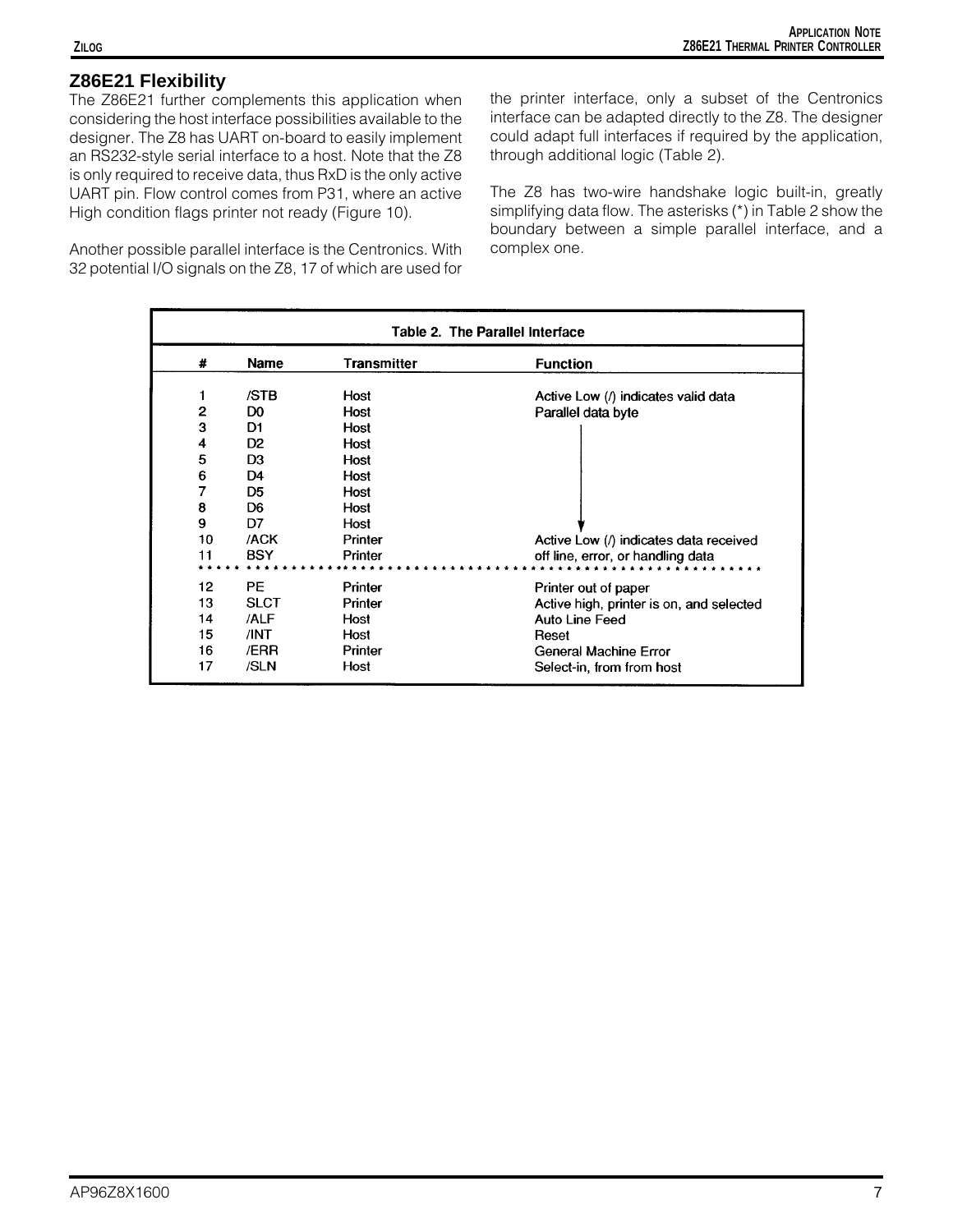## Z86E21 Flexibility

The Z86E21 further complements this application when considering the host interface possibilities available to the designer. The Z8 has UART on-board to easily implement an RS232-style serial interface to a host. Note that the Z8 is only required to receive data, thus RxD is the only active UART pin. Flow control comes from P31, where an active High condition flags printer not ready (Figure 10).

Another possible parallel interface is the Centronics. With 32 potential I/O signals on the Z8, 17 of which are used for the printer interface, only a subset of the Centronics interface can be adapted directly to the Z8. The designer could adapt full interfaces if required by the application, through additional logic (Table 2).

The Z8 has two-wire handshake logic built-in, greatly simplifying data flow. The asterisks (*) in Table 2 show the boundary between a simple parallel interface, and a complex one.

**Table 2. The Parallel Interface**

| # | Name | Transmitter | Function |
|---|---|---|---|
| 1 | /STB | Host | Active Low (/) indicates valid data |
| 2 | D0 | Host | Parallel data byte |
| 3 | D1 | Host | ↓ |
| 4 | D2 | Host | ↓ |
| 5 | D3 | Host | ↓ |
| 6 | D4 | Host | ↓ |
| 7 | D5 | Host | ↓ |
| 8 | D6 | Host | ↓ |
| 9 | D7 | Host | ↓ |
| 10 | /ACK | Printer | Active Low (/) indicates data received |
| 11 | BSY | Printer | off line, error, or handling data |
| * * * * * | * * * * * | * * * * * | * * * * * |
| 12 | PE | Printer | Printer out of paper |
| 13 | SLCT | Printer | Active high, printer is on, and selected |
| 14 | /ALF | Host | Auto Line Feed |
| 15 | /INT | Host | Reset |
| 16 | /ERR | Printer | General Machine Error |
| 17 | /SLN | Host | Select-in, from from host |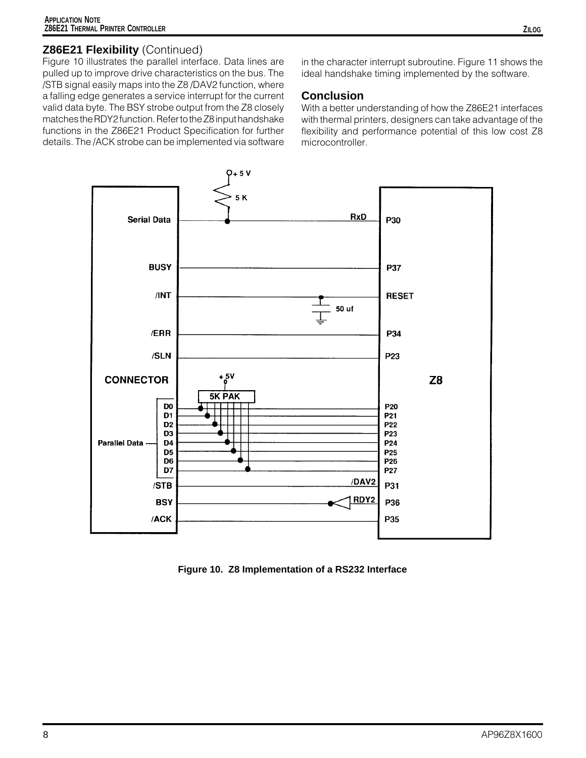## Z86E21 Flexibility (Continued)

Figure 10 illustrates the parallel interface. Data lines are pulled up to improve drive characteristics on the bus. The /STB signal easily maps into the Z8 /DAV2 function, where a falling edge generates a service interrupt for the current valid data byte. The BSY strobe output from the Z8 closely matches the RDY2 function. Refer to the Z8 input handshake functions in the Z86E21 Product Specification for further details. The /ACK strobe can be implemented via software in the character interrupt subroutine. Figure 11 shows the ideal handshake timing implemented by the software.

## Conclusion

With a better understanding of how the Z86E21 interfaces with thermal printers, designers can take advantage of the flexibility and performance potential of this low cost Z8 microcontroller.

**Figure 10. Z8 Implementation of a RS232 Interface**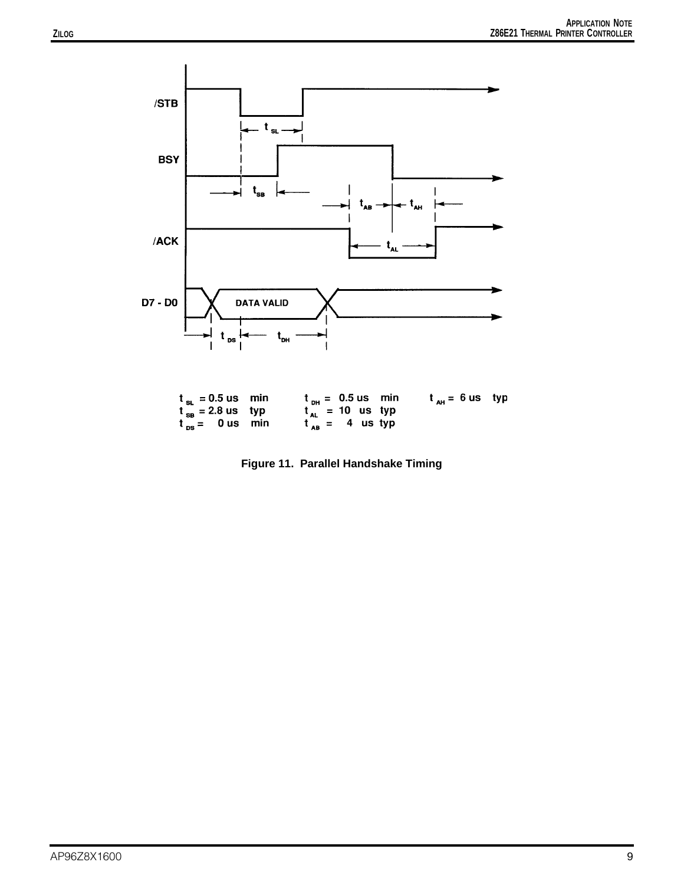$t_{SL}$ = 0.5 us min
$t_{SB}$ = 2.8 us typ
$t_{DS}$ = 0 us min

$t_{DH}$ = 0.5 us min
$t_{AL}$ = 10 us typ
$t_{AB}$ = 4 us typ

$t_{AH}$ = 6 us typ

**Figure 11. Parallel Handshake Timing**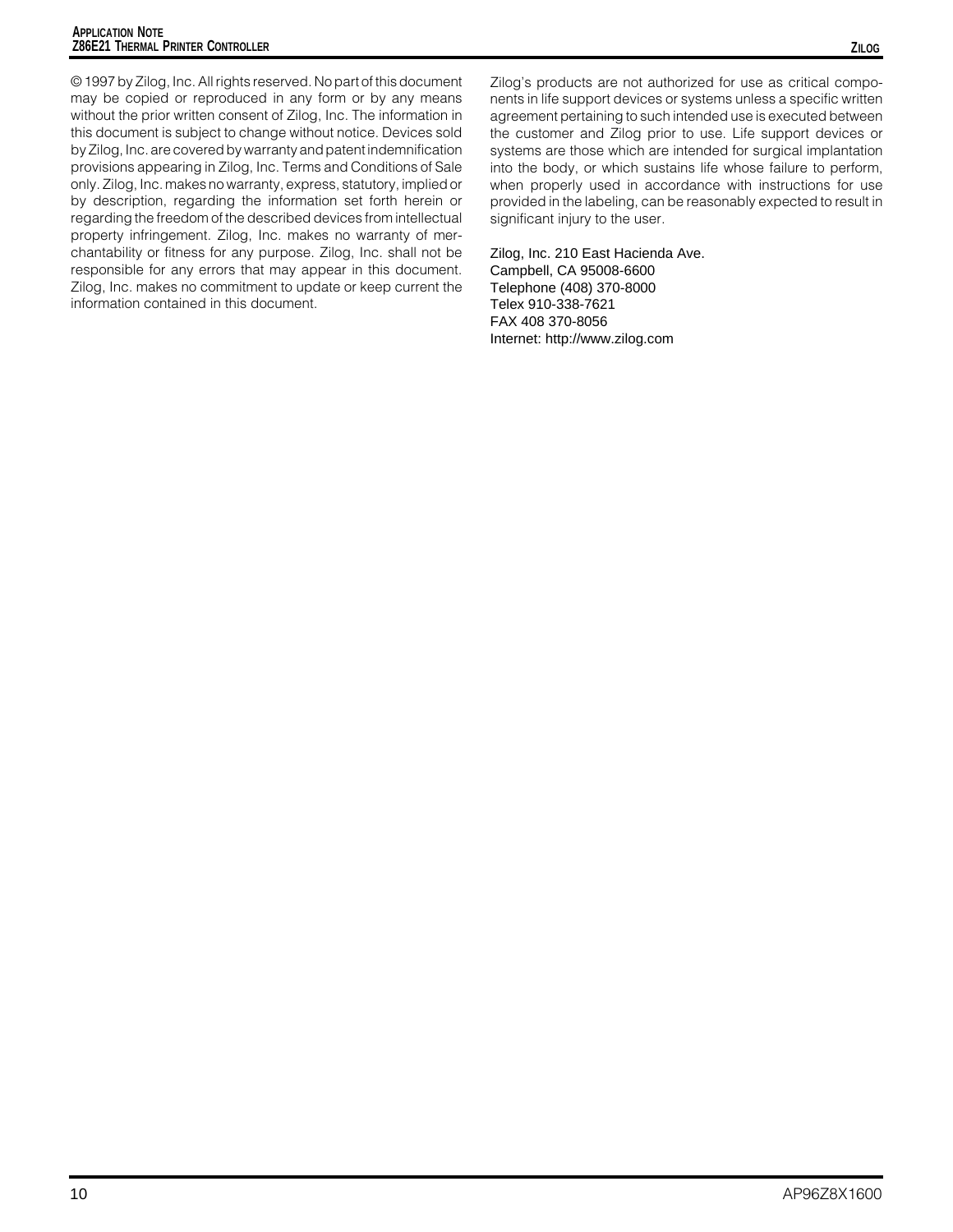© 1997 by Zilog, Inc. All rights reserved. No part of this document may be copied or reproduced in any form or by any means without the prior written consent of Zilog, Inc. The information in this document is subject to change without notice. Devices sold by Zilog, Inc. are covered by warranty and patent indemnification provisions appearing in Zilog, Inc. Terms and Conditions of Sale only. Zilog, Inc. makes no warranty, express, statutory, implied or by description, regarding the information set forth herein or regarding the freedom of the described devices from intellectual property infringement. Zilog, Inc. makes no warranty of merchantability or fitness for any purpose. Zilog, Inc. shall not be responsible for any errors that may appear in this document. Zilog, Inc. makes no commitment to update or keep current the information contained in this document.

Zilog's products are not authorized for use as critical components in life support devices or systems unless a specific written agreement pertaining to such intended use is executed between the customer and Zilog prior to use. Life support devices or systems are those which are intended for surgical implantation into the body, or which sustains life whose failure to perform, when properly used in accordance with instructions for use provided in the labeling, can be reasonably expected to result in significant injury to the user.

Zilog, Inc. 210 East Hacienda Ave.
Campbell, CA 95008-6600
Telephone (408) 370-8000
Telex 910-338-7621
FAX 408 370-8056
Internet: http://www.zilog.com